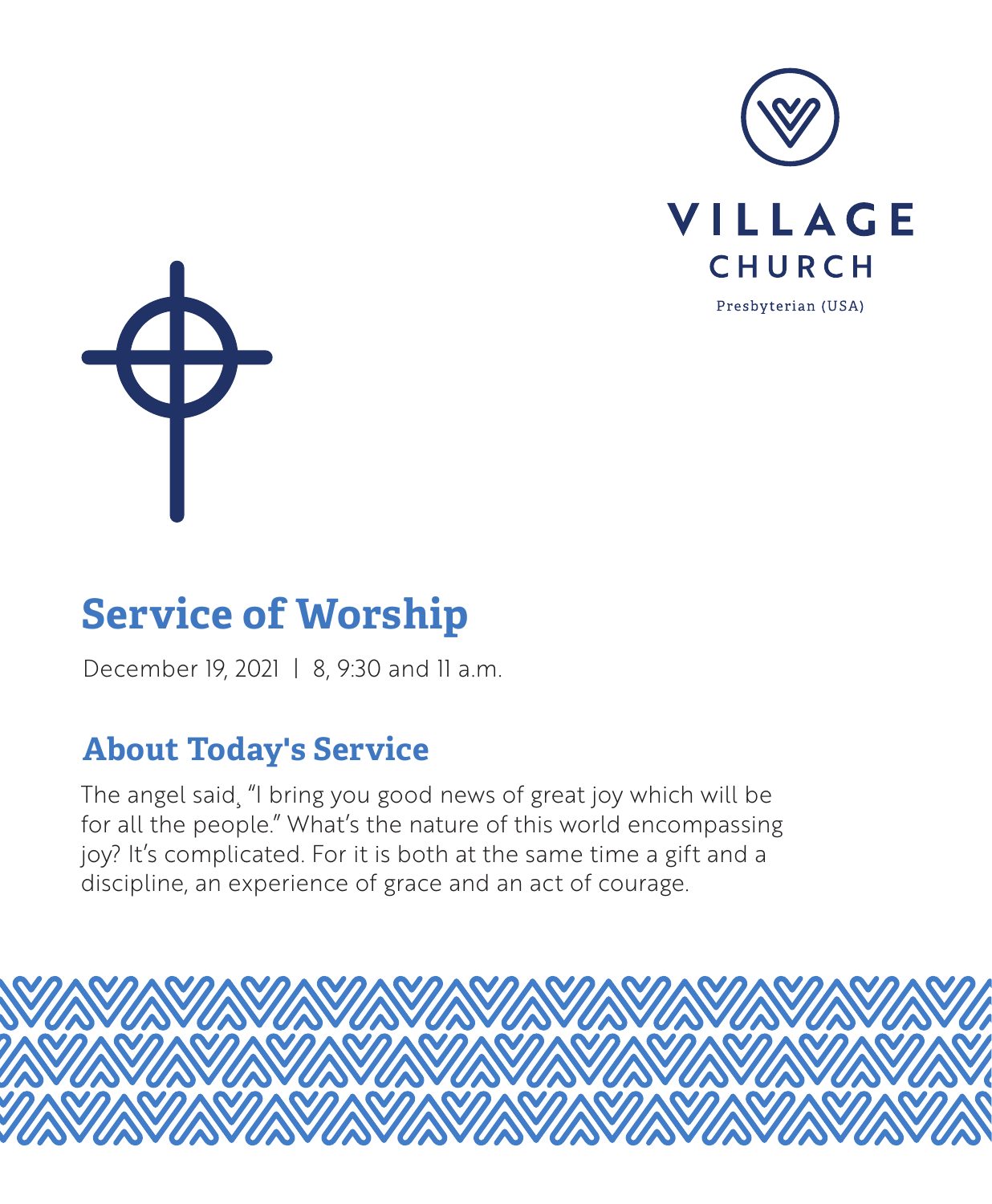VILLAGE
CHURCH
Presbyterian (USA)

# Service of Worship

December 19, 2021 | 8, 9:30 and 11 a.m.

## About Today's Service

The angel said, "I bring you good news of great joy which will be for all the people." What's the nature of this world encompassing joy? It's complicated. For it is both at the same time a gift and a discipline, an experience of grace and an act of courage.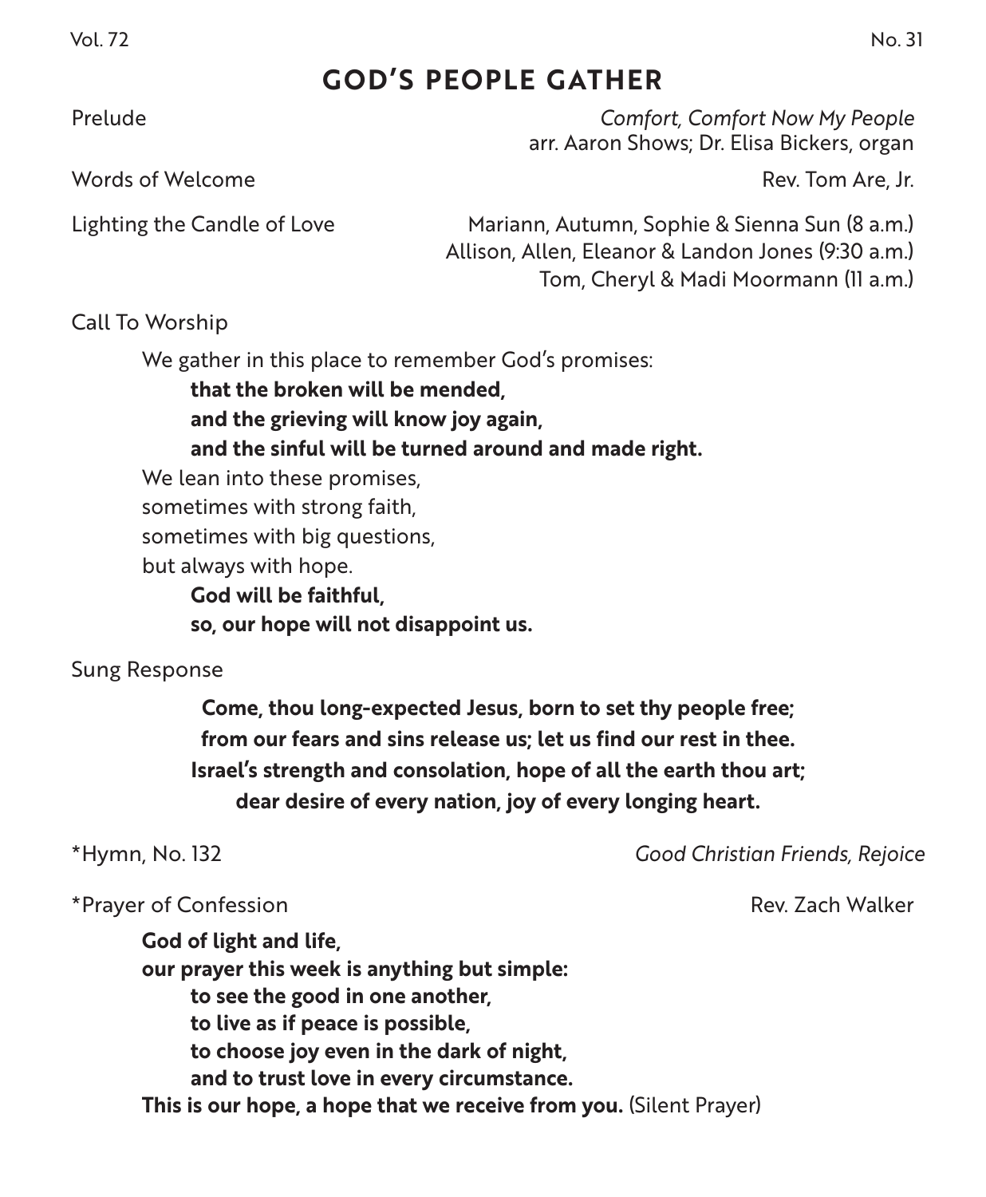# GOD'S PEOPLE GATHER

Prelude — *Comfort, Comfort Now My People*
arr. Aaron Shows; Dr. Elisa Bickers, organ

Words of Welcome — Rev. Tom Are, Jr.

Lighting the Candle of Love — Mariann, Autumn, Sophie & Sienna Sun (8 a.m.)
Allison, Allen, Eleanor & Landon Jones (9:30 a.m.)
Tom, Cheryl & Madi Moormann (11 a.m.)

Call To Worship

We gather in this place to remember God's promises:
**that the broken will be mended,**
**and the grieving will know joy again,**
**and the sinful will be turned around and made right.**
We lean into these promises,
sometimes with strong faith,
sometimes with big questions,
but always with hope.
**God will be faithful,**
**so, our hope will not disappoint us.**

Sung Response

**Come, thou long-expected Jesus, born to set thy people free;**
**from our fears and sins release us; let us find our rest in thee.**
**Israel's strength and consolation, hope of all the earth thou art;**
**dear desire of every nation, joy of every longing heart.**

*Hymn, No. 132 — *Good Christian Friends, Rejoice*

*Prayer of Confession — Rev. Zach Walker

**God of light and life,**
**our prayer this week is anything but simple:**
**to see the good in one another,**
**to live as if peace is possible,**
**to choose joy even in the dark of night,**
**and to trust love in every circumstance.**
**This is our hope, a hope that we receive from you.** (Silent Prayer)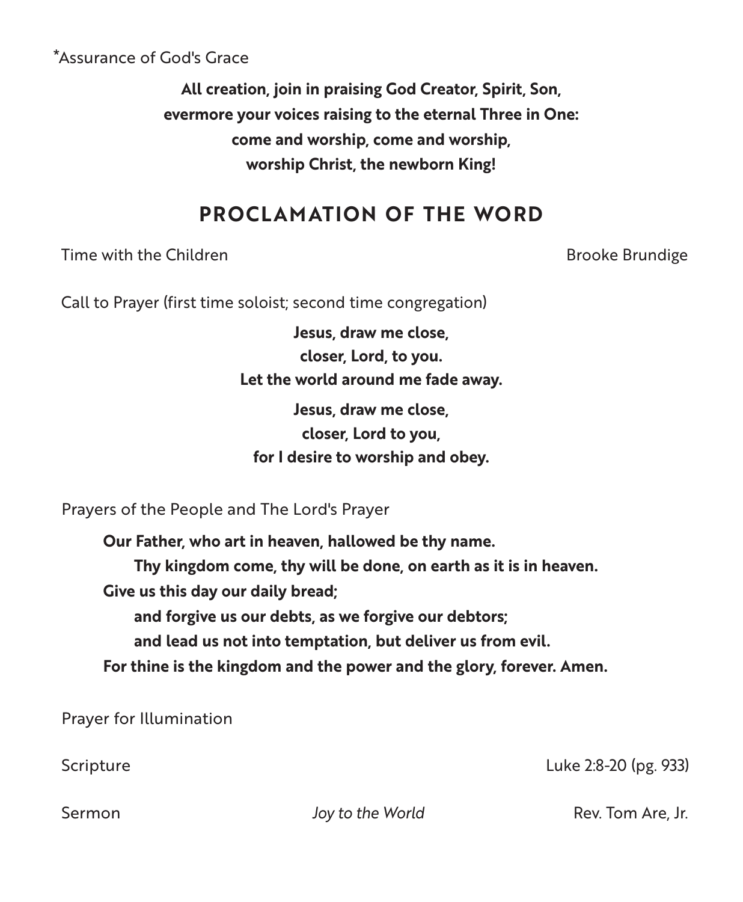*Assurance of God's Grace

**All creation, join in praising God Creator, Spirit, Son,**
**evermore your voices raising to the eternal Three in One:**
**come and worship, come and worship,**
**worship Christ, the newborn King!**

## PROCLAMATION OF THE WORD

Time with the Children — Brooke Brundige

Call to Prayer (first time soloist; second time congregation)

**Jesus, draw me close,**
**closer, Lord, to you.**
**Let the world around me fade away.**

**Jesus, draw me close,**
**closer, Lord to you,**
**for I desire to worship and obey.**

Prayers of the People and The Lord's Prayer

**Our Father, who art in heaven, hallowed be thy name.**
**Thy kingdom come, thy will be done, on earth as it is in heaven.**
**Give us this day our daily bread;**
**and forgive us our debts, as we forgive our debtors;**
**and lead us not into temptation, but deliver us from evil.**
**For thine is the kingdom and the power and the glory, forever. Amen.**

Prayer for Illumination

Scripture — Luke 2:8-20 (pg. 933)

Sermon — *Joy to the World* — Rev. Tom Are, Jr.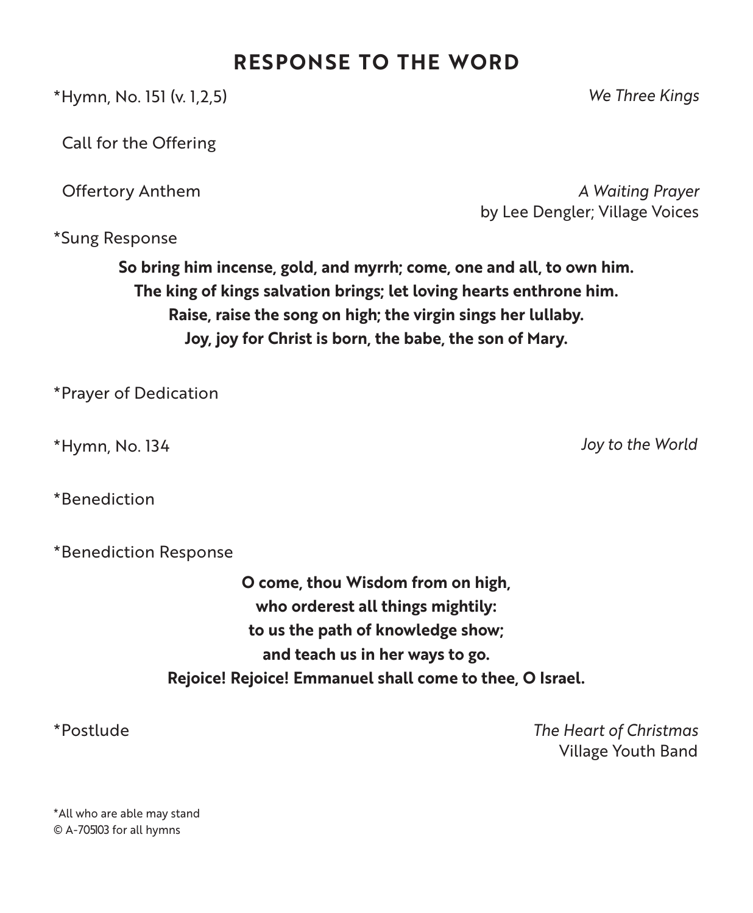## RESPONSE TO THE WORD

*Hymn, No. 151 (v. 1,2,5) *We Three Kings*

Call for the Offering

Offertory Anthem *A Waiting Prayer*
by Lee Dengler; Village Voices

*Sung Response

**So bring him incense, gold, and myrrh; come, one and all, to own him.**
**The king of kings salvation brings; let loving hearts enthrone him.**
**Raise, raise the song on high; the virgin sings her lullaby.**
**Joy, joy for Christ is born, the babe, the son of Mary.**

*Prayer of Dedication

*Hymn, No. 134 *Joy to the World*

*Benediction

*Benediction Response

**O come, thou Wisdom from on high,**
**who orderest all things mightily:**
**to us the path of knowledge show;**
**and teach us in her ways to go.**
**Rejoice! Rejoice! Emmanuel shall come to thee, O Israel.**

*Postlude *The Heart of Christmas*
Village Youth Band

*All who are able may stand
© A-705103 for all hymns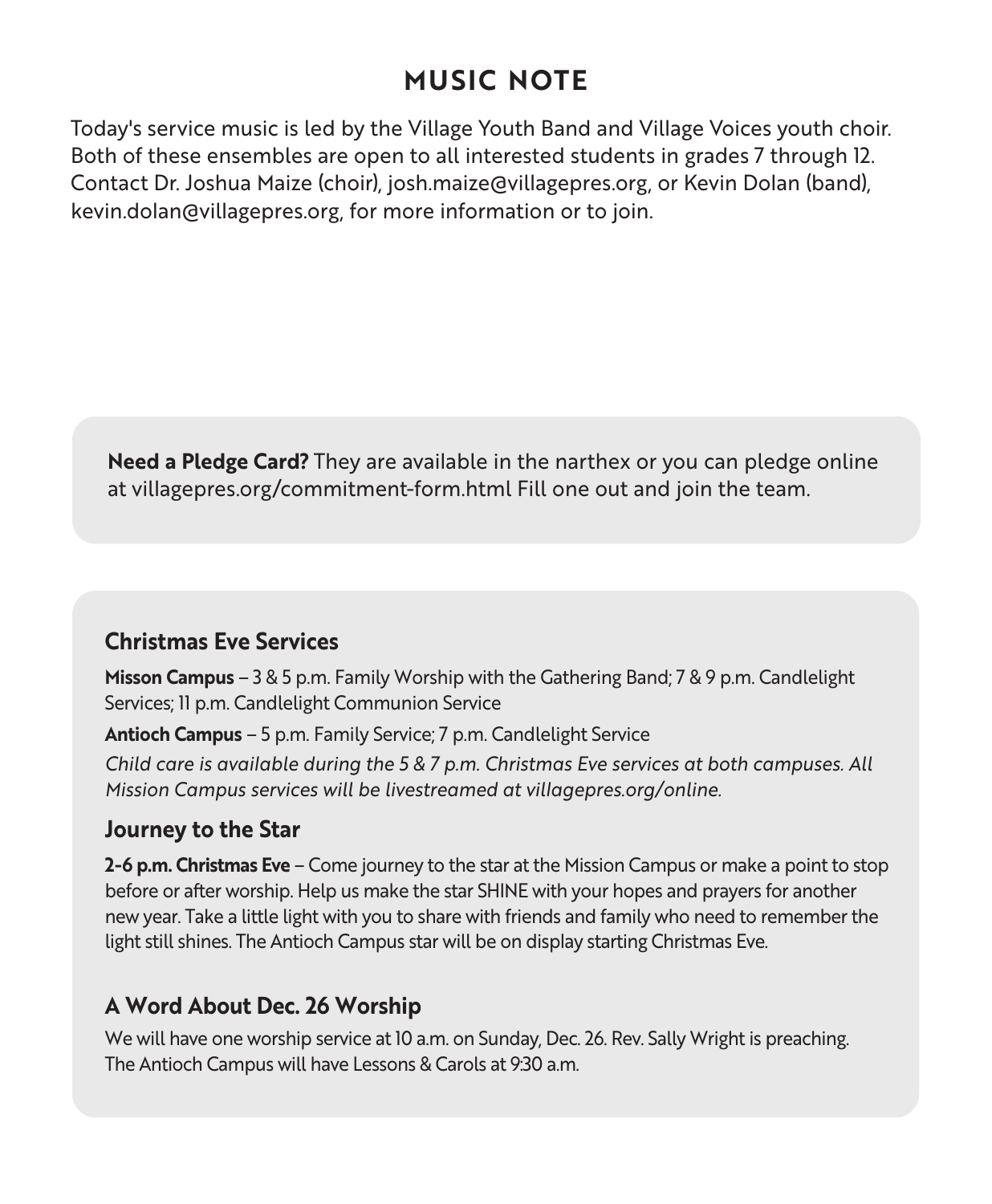## MUSIC NOTE

Today's service music is led by the Village Youth Band and Village Voices youth choir. Both of these ensembles are open to all interested students in grades 7 through 12. Contact Dr. Joshua Maize (choir), josh.maize@villagepres.org, or Kevin Dolan (band), kevin.dolan@villagepres.org, for more information or to join.

**Need a Pledge Card?** They are available in the narthex or you can pledge online at villagepres.org/commitment-form.html Fill one out and join the team.

### Christmas Eve Services

**Misson Campus** – 3 & 5 p.m. Family Worship with the Gathering Band; 7 & 9 p.m. Candlelight Services; 11 p.m. Candlelight Communion Service

**Antioch Campus** – 5 p.m. Family Service; 7 p.m. Candlelight Service

*Child care is available during the 5 & 7 p.m. Christmas Eve services at both campuses. All Mission Campus services will be livestreamed at villagepres.org/online.*

### Journey to the Star

**2-6 p.m. Christmas Eve** – Come journey to the star at the Mission Campus or make a point to stop before or after worship. Help us make the star SHINE with your hopes and prayers for another new year. Take a little light with you to share with friends and family who need to remember the light still shines. The Antioch Campus star will be on display starting Christmas Eve.

### A Word About Dec. 26 Worship

We will have one worship service at 10 a.m. on Sunday, Dec. 26. Rev. Sally Wright is preaching. The Antioch Campus will have Lessons & Carols at 9:30 a.m.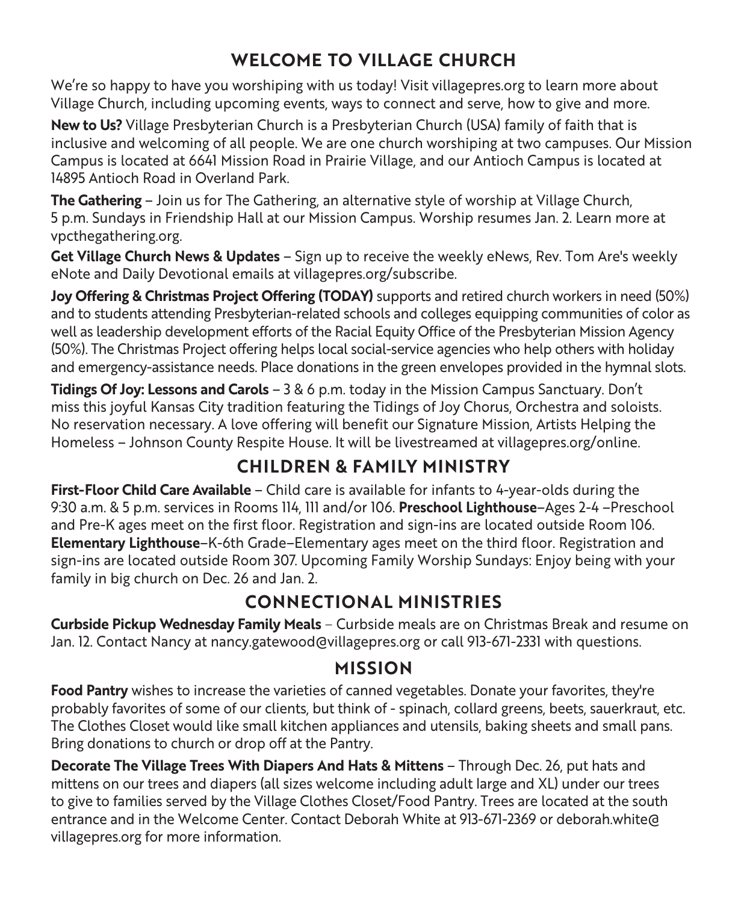## WELCOME TO VILLAGE CHURCH

We're so happy to have you worshiping with us today! Visit villagepres.org to learn more about Village Church, including upcoming events, ways to connect and serve, how to give and more.

**New to Us?** Village Presbyterian Church is a Presbyterian Church (USA) family of faith that is inclusive and welcoming of all people. We are one church worshiping at two campuses. Our Mission Campus is located at 6641 Mission Road in Prairie Village, and our Antioch Campus is located at 14895 Antioch Road in Overland Park.

**The Gathering** – Join us for The Gathering, an alternative style of worship at Village Church, 5 p.m. Sundays in Friendship Hall at our Mission Campus. Worship resumes Jan. 2. Learn more at vpcthegathering.org.

**Get Village Church News & Updates** – Sign up to receive the weekly eNews, Rev. Tom Are's weekly eNote and Daily Devotional emails at villagepres.org/subscribe.

**Joy Offering & Christmas Project Offering (TODAY)** supports and retired church workers in need (50%) and to students attending Presbyterian-related schools and colleges equipping communities of color as well as leadership development efforts of the Racial Equity Office of the Presbyterian Mission Agency (50%). The Christmas Project offering helps local social-service agencies who help others with holiday and emergency-assistance needs. Place donations in the green envelopes provided in the hymnal slots.

**Tidings Of Joy: Lessons and Carols** – 3 & 6 p.m. today in the Mission Campus Sanctuary. Don't miss this joyful Kansas City tradition featuring the Tidings of Joy Chorus, Orchestra and soloists. No reservation necessary. A love offering will benefit our Signature Mission, Artists Helping the Homeless – Johnson County Respite House. It will be livestreamed at villagepres.org/online.

## CHILDREN & FAMILY MINISTRY

**First-Floor Child Care Available** – Child care is available for infants to 4-year-olds during the 9:30 a.m. & 5 p.m. services in Rooms 114, 111 and/or 106. **Preschool Lighthouse**–Ages 2-4 –Preschool and Pre-K ages meet on the first floor. Registration and sign-ins are located outside Room 106. **Elementary Lighthouse**–K-6th Grade–Elementary ages meet on the third floor. Registration and sign-ins are located outside Room 307. Upcoming Family Worship Sundays: Enjoy being with your family in big church on Dec. 26 and Jan. 2.

## CONNECTIONAL MINISTRIES

**Curbside Pickup Wednesday Family Meals** – Curbside meals are on Christmas Break and resume on Jan. 12. Contact Nancy at nancy.gatewood@villagepres.org or call 913-671-2331 with questions.

## MISSION

**Food Pantry** wishes to increase the varieties of canned vegetables. Donate your favorites, they're probably favorites of some of our clients, but think of - spinach, collard greens, beets, sauerkraut, etc. The Clothes Closet would like small kitchen appliances and utensils, baking sheets and small pans. Bring donations to church or drop off at the Pantry.

**Decorate The Village Trees With Diapers And Hats & Mittens** – Through Dec. 26, put hats and mittens on our trees and diapers (all sizes welcome including adult large and XL) under our trees to give to families served by the Village Clothes Closet/Food Pantry. Trees are located at the south entrance and in the Welcome Center. Contact Deborah White at 913-671-2369 or deborah.white@villagepres.org for more information.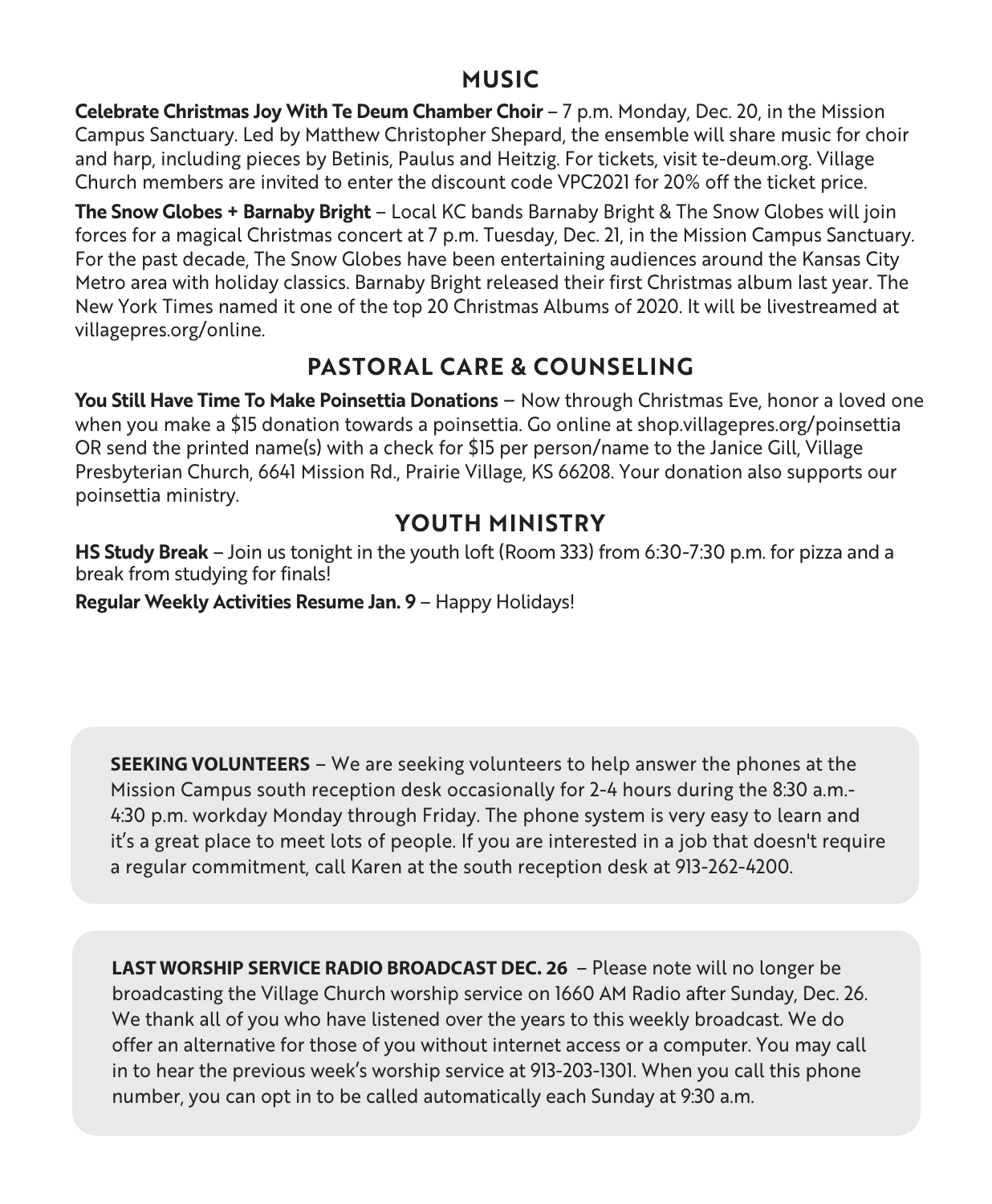## MUSIC

**Celebrate Christmas Joy With Te Deum Chamber Choir** – 7 p.m. Monday, Dec. 20, in the Mission Campus Sanctuary. Led by Matthew Christopher Shepard, the ensemble will share music for choir and harp, including pieces by Betinis, Paulus and Heitzig. For tickets, visit te-deum.org. Village Church members are invited to enter the discount code VPC2021 for 20% off the ticket price.

**The Snow Globes + Barnaby Bright** – Local KC bands Barnaby Bright & The Snow Globes will join forces for a magical Christmas concert at 7 p.m. Tuesday, Dec. 21, in the Mission Campus Sanctuary. For the past decade, The Snow Globes have been entertaining audiences around the Kansas City Metro area with holiday classics. Barnaby Bright released their first Christmas album last year. The New York Times named it one of the top 20 Christmas Albums of 2020. It will be livestreamed at villagepres.org/online.

## PASTORAL CARE & COUNSELING

**You Still Have Time To Make Poinsettia Donations** – Now through Christmas Eve, honor a loved one when you make a $15 donation towards a poinsettia. Go online at shop.villagepres.org/poinsettia OR send the printed name(s) with a check for $15 per person/name to the Janice Gill, Village Presbyterian Church, 6641 Mission Rd., Prairie Village, KS 66208. Your donation also supports our poinsettia ministry.

## YOUTH MINISTRY

**HS Study Break** – Join us tonight in the youth loft (Room 333) from 6:30-7:30 p.m. for pizza and a break from studying for finals!

**Regular Weekly Activities Resume Jan. 9** – Happy Holidays!

**SEEKING VOLUNTEERS** – We are seeking volunteers to help answer the phones at the Mission Campus south reception desk occasionally for 2-4 hours during the 8:30 a.m.-4:30 p.m. workday Monday through Friday. The phone system is very easy to learn and it's a great place to meet lots of people. If you are interested in a job that doesn't require a regular commitment, call Karen at the south reception desk at 913-262-4200.

**LAST WORSHIP SERVICE RADIO BROADCAST DEC. 26** – Please note will no longer be broadcasting the Village Church worship service on 1660 AM Radio after Sunday, Dec. 26. We thank all of you who have listened over the years to this weekly broadcast. We do offer an alternative for those of you without internet access or a computer. You may call in to hear the previous week's worship service at 913-203-1301. When you call this phone number, you can opt in to be called automatically each Sunday at 9:30 a.m.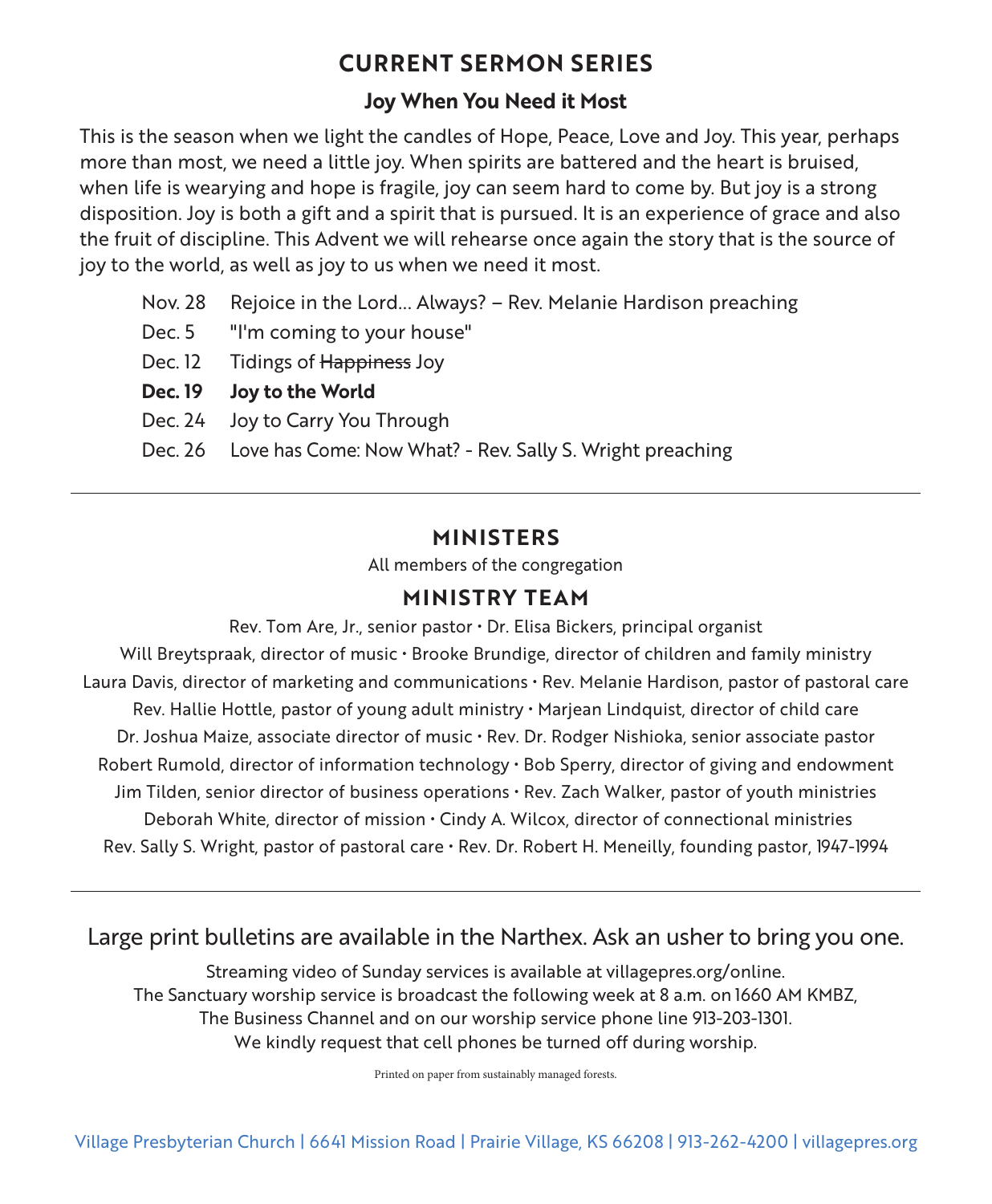## CURRENT SERMON SERIES

### Joy When You Need it Most

This is the season when we light the candles of Hope, Peace, Love and Joy. This year, perhaps more than most, we need a little joy. When spirits are battered and the heart is bruised, when life is wearying and hope is fragile, joy can seem hard to come by. But joy is a strong disposition. Joy is both a gift and a spirit that is pursued. It is an experience of grace and also the fruit of discipline. This Advent we will rehearse once again the story that is the source of joy to the world, as well as joy to us when we need it most.

| | |
|---|---|
| Nov. 28 | Rejoice in the Lord… Always? – Rev. Melanie Hardison preaching |
| Dec. 5 | "I'm coming to your house" |
| Dec. 12 | Tidings of ~~Happiness~~ Joy |
| **Dec. 19** | **Joy to the World** |
| Dec. 24 | Joy to Carry You Through |
| Dec. 26 | Love has Come: Now What? - Rev. Sally S. Wright preaching |

---

## MINISTERS

All members of the congregation

## MINISTRY TEAM

Rev. Tom Are, Jr., senior pastor • Dr. Elisa Bickers, principal organist
Will Breytspraak, director of music • Brooke Brundige, director of children and family ministry
Laura Davis, director of marketing and communications • Rev. Melanie Hardison, pastor of pastoral care
Rev. Hallie Hottle, pastor of young adult ministry • Marjean Lindquist, director of child care
Dr. Joshua Maize, associate director of music • Rev. Dr. Rodger Nishioka, senior associate pastor
Robert Rumold, director of information technology • Bob Sperry, director of giving and endowment
Jim Tilden, senior director of business operations • Rev. Zach Walker, pastor of youth ministries
Deborah White, director of mission • Cindy A. Wilcox, director of connectional ministries
Rev. Sally S. Wright, pastor of pastoral care • Rev. Dr. Robert H. Meneilly, founding pastor, 1947-1994

---

Large print bulletins are available in the Narthex. Ask an usher to bring you one.

Streaming video of Sunday services is available at villagepres.org/online.
The Sanctuary worship service is broadcast the following week at 8 a.m. on 1660 AM KMBZ,
The Business Channel and on our worship service phone line 913-203-1301.
We kindly request that cell phones be turned off during worship.

Printed on paper from sustainably managed forests.

Village Presbyterian Church | 6641 Mission Road | Prairie Village, KS 66208 | 913-262-4200 | villagepres.org